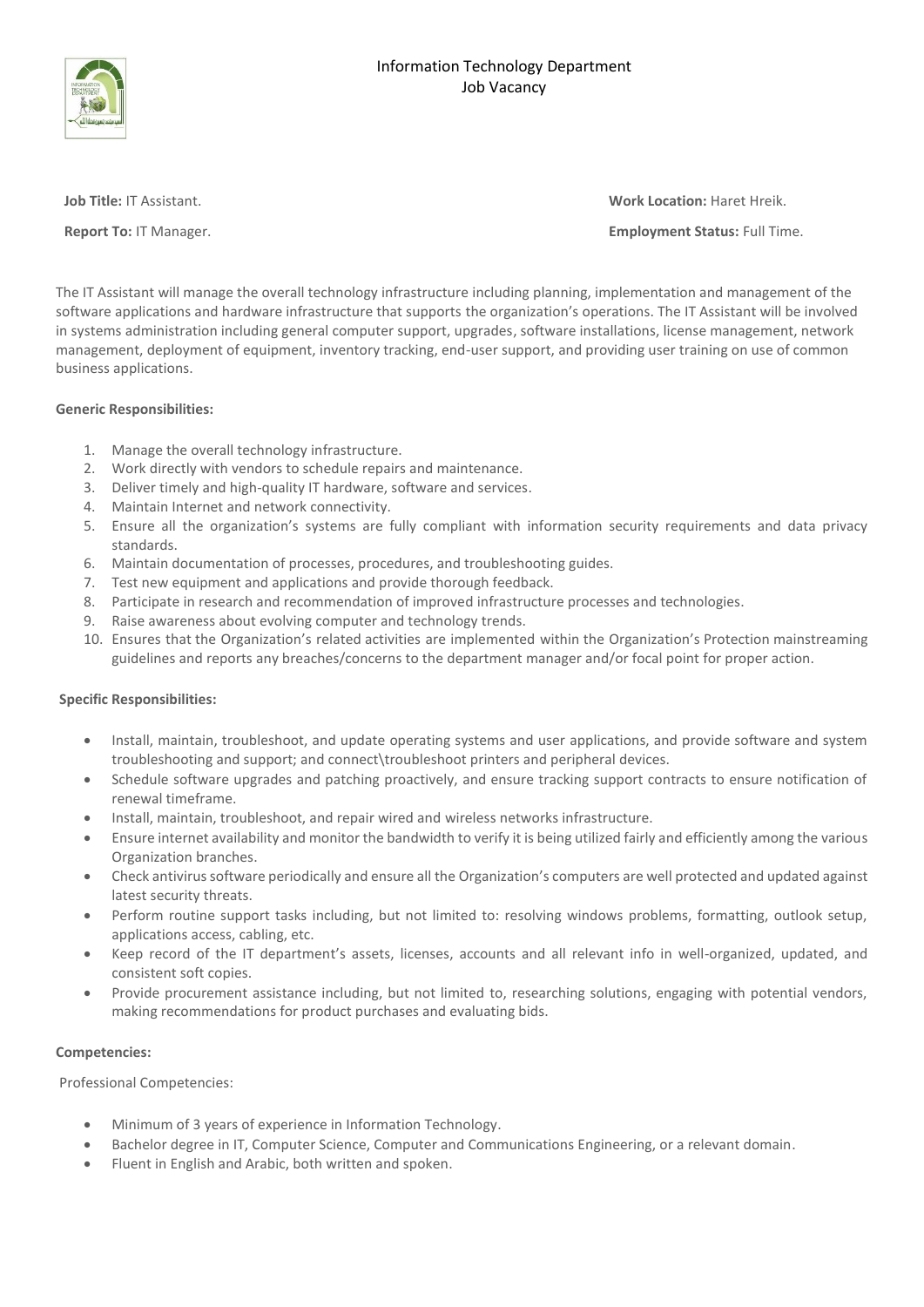# Information Technology Department
## Job Vacancy

**Job Title:** IT Assistant.

**Report To:** IT Manager.

**Work Location:** Haret Hreik.

**Employment Status:** Full Time.

The IT Assistant will manage the overall technology infrastructure including planning, implementation and management of the software applications and hardware infrastructure that supports the organization's operations. The IT Assistant will be involved in systems administration including general computer support, upgrades, software installations, license management, network management, deployment of equipment, inventory tracking, end-user support, and providing user training on use of common business applications.

**Generic Responsibilities:**

1. Manage the overall technology infrastructure.
2. Work directly with vendors to schedule repairs and maintenance.
3. Deliver timely and high-quality IT hardware, software and services.
4. Maintain Internet and network connectivity.
5. Ensure all the organization's systems are fully compliant with information security requirements and data privacy standards.
6. Maintain documentation of processes, procedures, and troubleshooting guides.
7. Test new equipment and applications and provide thorough feedback.
8. Participate in research and recommendation of improved infrastructure processes and technologies.
9. Raise awareness about evolving computer and technology trends.
10. Ensures that the Organization's related activities are implemented within the Organization's Protection mainstreaming guidelines and reports any breaches/concerns to the department manager and/or focal point for proper action.

**Specific Responsibilities:**

- Install, maintain, troubleshoot, and update operating systems and user applications, and provide software and system troubleshooting and support; and connect\troubleshoot printers and peripheral devices.
- Schedule software upgrades and patching proactively, and ensure tracking support contracts to ensure notification of renewal timeframe.
- Install, maintain, troubleshoot, and repair wired and wireless networks infrastructure.
- Ensure internet availability and monitor the bandwidth to verify it is being utilized fairly and efficiently among the various Organization branches.
- Check antivirus software periodically and ensure all the Organization's computers are well protected and updated against latest security threats.
- Perform routine support tasks including, but not limited to: resolving windows problems, formatting, outlook setup, applications access, cabling, etc.
- Keep record of the IT department's assets, licenses, accounts and all relevant info in well-organized, updated, and consistent soft copies.
- Provide procurement assistance including, but not limited to, researching solutions, engaging with potential vendors, making recommendations for product purchases and evaluating bids.

**Competencies:**

Professional Competencies:

- Minimum of 3 years of experience in Information Technology.
- Bachelor degree in IT, Computer Science, Computer and Communications Engineering, or a relevant domain.
- Fluent in English and Arabic, both written and spoken.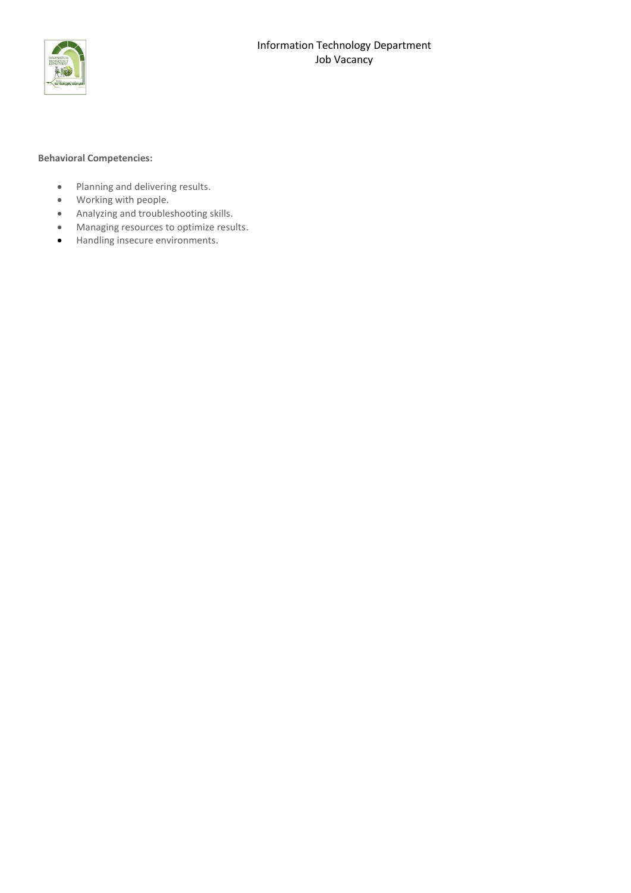**Behavioral Competencies:**

- Planning and delivering results.
- Working with people.
- Analyzing and troubleshooting skills.
- Managing resources to optimize results.
- Handling insecure environments.